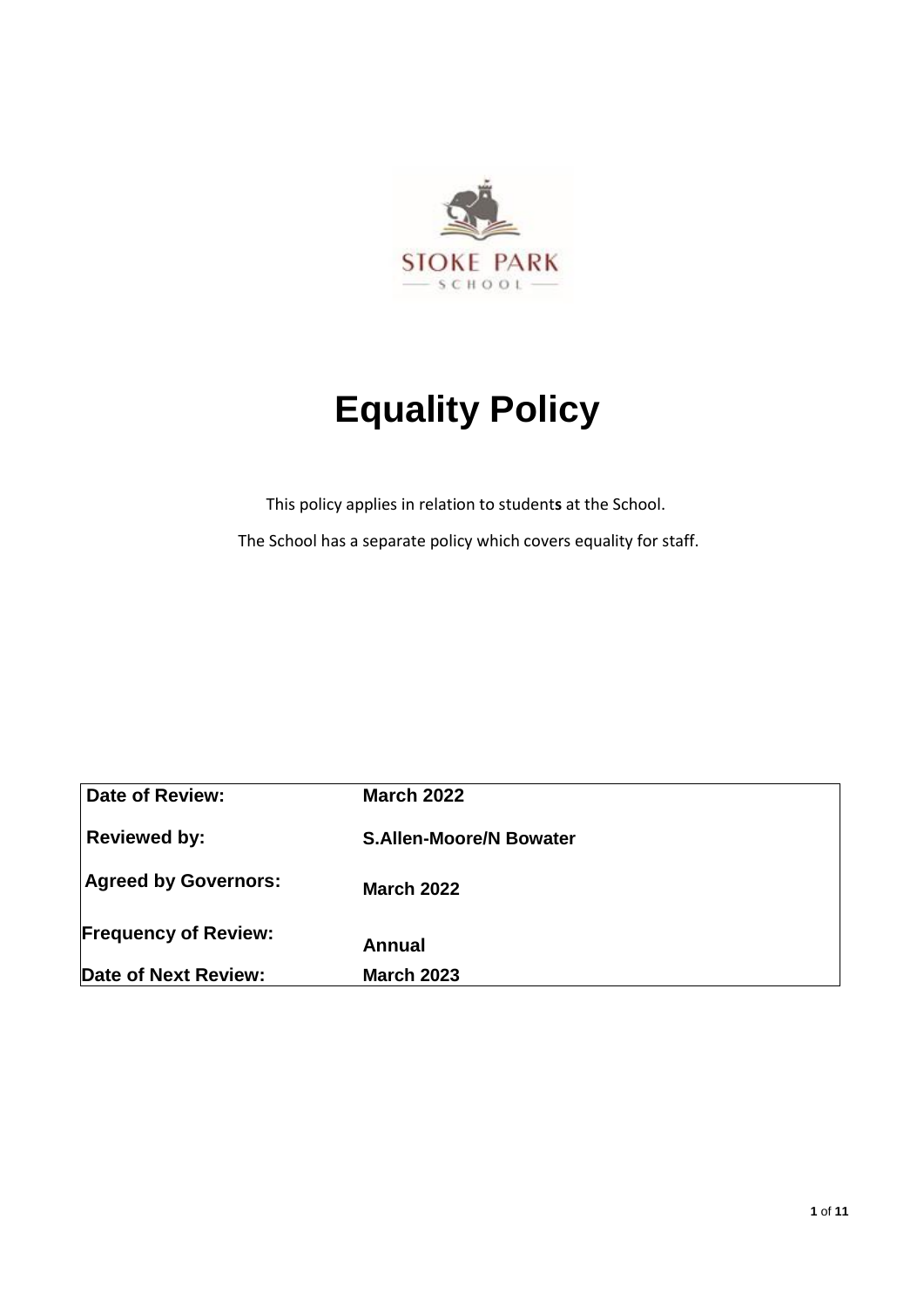STOKE PARK SCHOOL

# Equality Policy

This policy applies in relation to students at the School.

The School has a separate policy which covers equality for staff.

| | |
|---|---|
| **Date of Review:** | **March 2022** |
| **Reviewed by:** | **S.Allen-Moore/N Bowater** |
| **Agreed by Governors:** | **March 2022** |
| **Frequency of Review:** | **Annual** |
| **Date of Next Review:** | **March 2023** |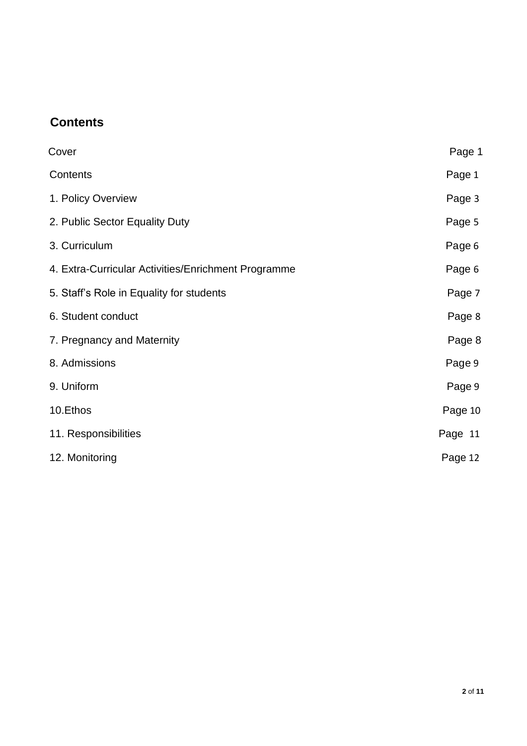## Contents

| | |
|---|---|
| Cover | Page 1 |
| Contents | Page 1 |
| 1. Policy Overview | Page 3 |
| 2. Public Sector Equality Duty | Page 5 |
| 3. Curriculum | Page 6 |
| 4. Extra-Curricular Activities/Enrichment Programme | Page 6 |
| 5. Staff's Role in Equality for students | Page 7 |
| 6. Student conduct | Page 8 |
| 7. Pregnancy and Maternity | Page 8 |
| 8. Admissions | Page 9 |
| 9. Uniform | Page 9 |
| 10.Ethos | Page 10 |
| 11. Responsibilities | Page 11 |
| 12. Monitoring | Page 12 |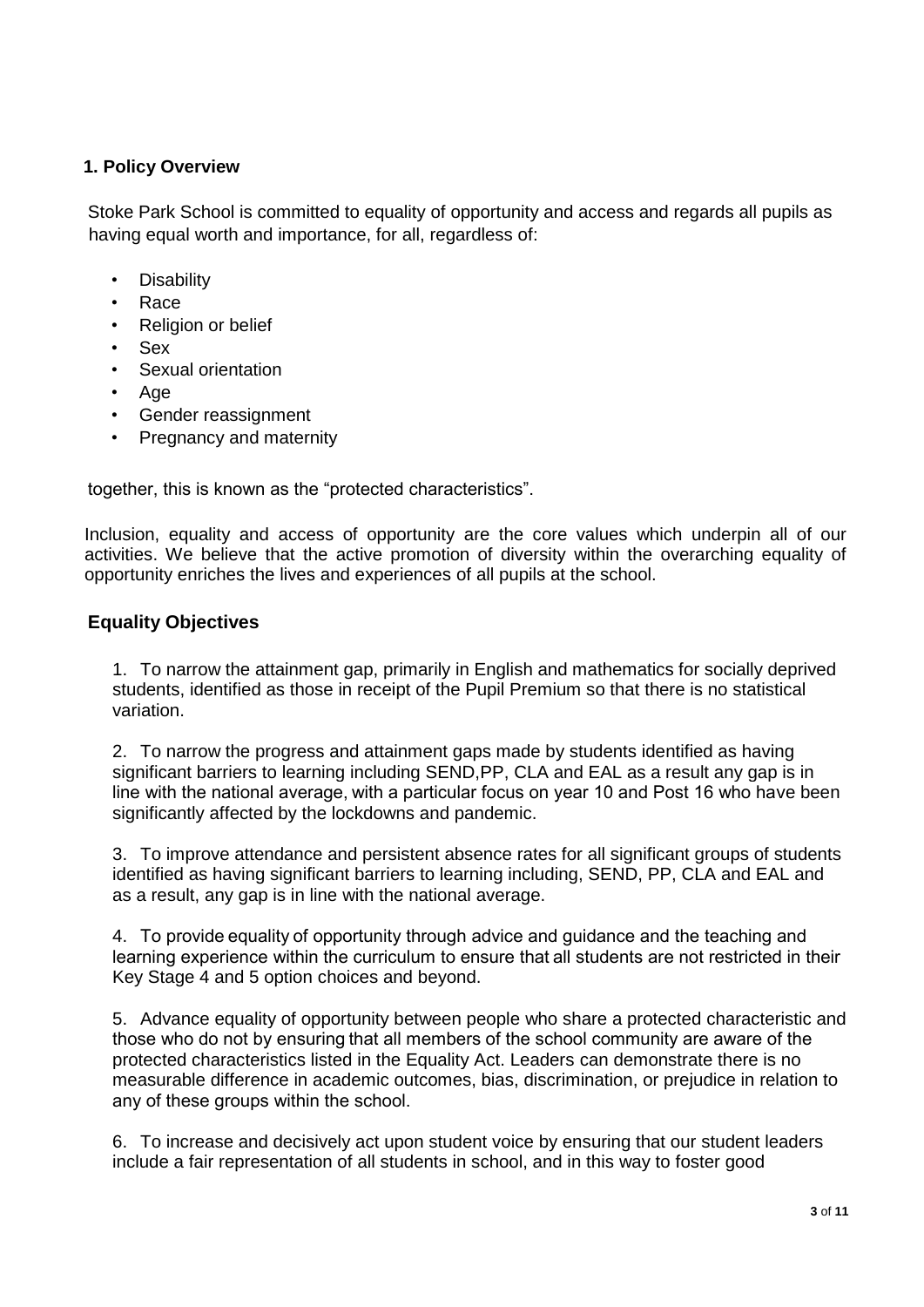## 1. Policy Overview

Stoke Park School is committed to equality of opportunity and access and regards all pupils as having equal worth and importance, for all, regardless of:

- Disability
- Race
- Religion or belief
- Sex
- Sexual orientation
- Age
- Gender reassignment
- Pregnancy and maternity

together, this is known as the "protected characteristics".

Inclusion, equality and access of opportunity are the core values which underpin all of our activities. We believe that the active promotion of diversity within the overarching equality of opportunity enriches the lives and experiences of all pupils at the school.

## Equality Objectives

1. To narrow the attainment gap, primarily in English and mathematics for socially deprived students, identified as those in receipt of the Pupil Premium so that there is no statistical variation.

2. To narrow the progress and attainment gaps made by students identified as having significant barriers to learning including SEND,PP, CLA and EAL as a result any gap is in line with the national average, with a particular focus on year 10 and Post 16 who have been significantly affected by the lockdowns and pandemic.

3. To improve attendance and persistent absence rates for all significant groups of students identified as having significant barriers to learning including, SEND, PP, CLA and EAL and as a result, any gap is in line with the national average.

4. To provide equality of opportunity through advice and guidance and the teaching and learning experience within the curriculum to ensure that all students are not restricted in their Key Stage 4 and 5 option choices and beyond.

5. Advance equality of opportunity between people who share a protected characteristic and those who do not by ensuring that all members of the school community are aware of the protected characteristics listed in the Equality Act. Leaders can demonstrate there is no measurable difference in academic outcomes, bias, discrimination, or prejudice in relation to any of these groups within the school.

6. To increase and decisively act upon student voice by ensuring that our student leaders include a fair representation of all students in school, and in this way to foster good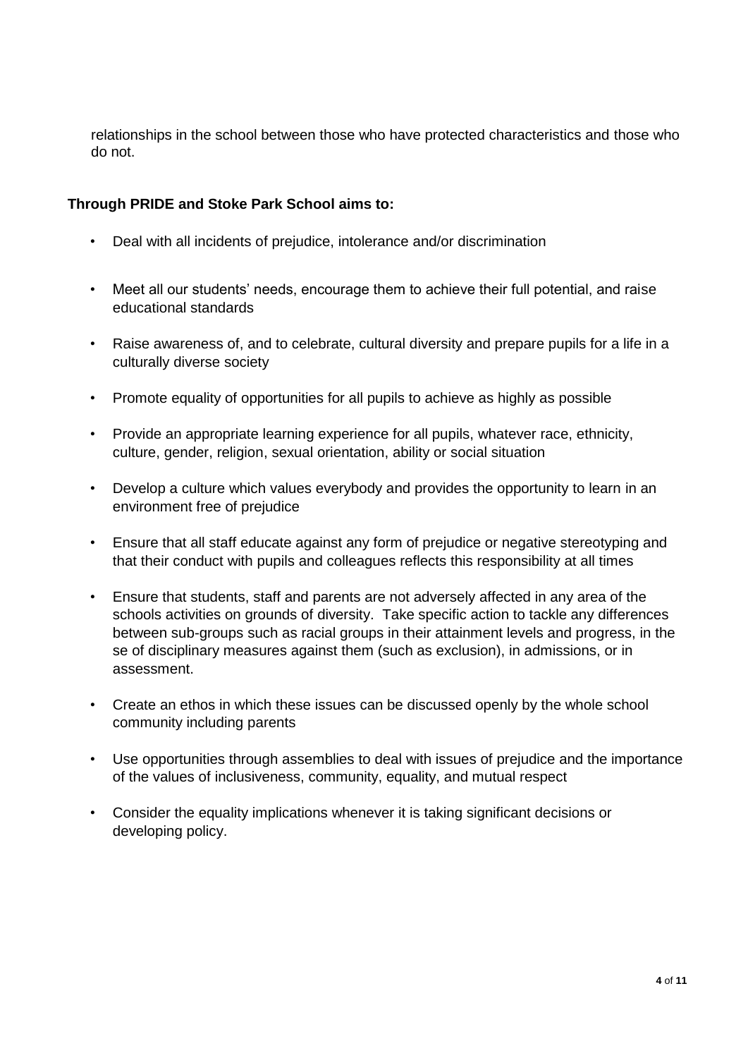relationships in the school between those who have protected characteristics and those who do not.

**Through PRIDE and Stoke Park School aims to:**

- Deal with all incidents of prejudice, intolerance and/or discrimination
- Meet all our students' needs, encourage them to achieve their full potential, and raise educational standards
- Raise awareness of, and to celebrate, cultural diversity and prepare pupils for a life in a culturally diverse society
- Promote equality of opportunities for all pupils to achieve as highly as possible
- Provide an appropriate learning experience for all pupils, whatever race, ethnicity, culture, gender, religion, sexual orientation, ability or social situation
- Develop a culture which values everybody and provides the opportunity to learn in an environment free of prejudice
- Ensure that all staff educate against any form of prejudice or negative stereotyping and that their conduct with pupils and colleagues reflects this responsibility at all times
- Ensure that students, staff and parents are not adversely affected in any area of the schools activities on grounds of diversity. Take specific action to tackle any differences between sub-groups such as racial groups in their attainment levels and progress, in the se of disciplinary measures against them (such as exclusion), in admissions, or in assessment.
- Create an ethos in which these issues can be discussed openly by the whole school community including parents
- Use opportunities through assemblies to deal with issues of prejudice and the importance of the values of inclusiveness, community, equality, and mutual respect
- Consider the equality implications whenever it is taking significant decisions or developing policy.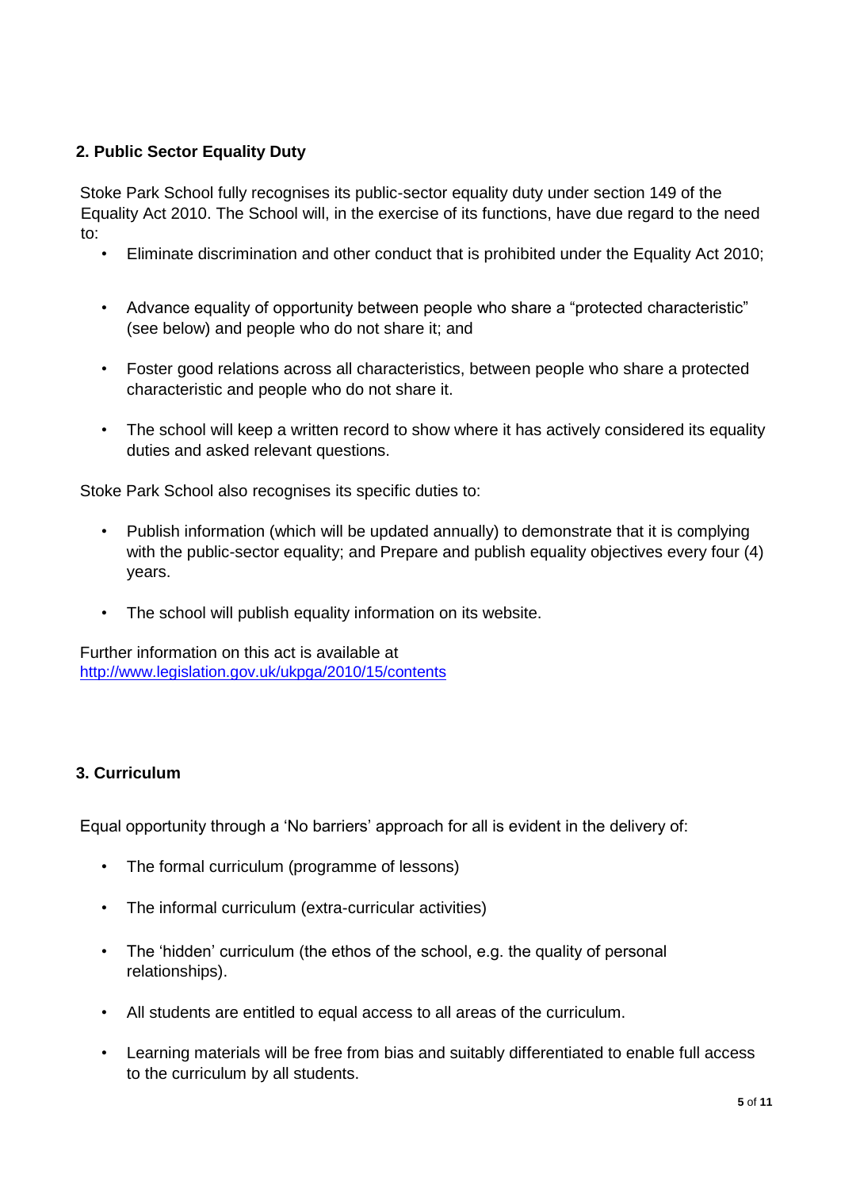## 2. Public Sector Equality Duty

Stoke Park School fully recognises its public-sector equality duty under section 149 of the Equality Act 2010. The School will, in the exercise of its functions, have due regard to the need to:

- Eliminate discrimination and other conduct that is prohibited under the Equality Act 2010;
- Advance equality of opportunity between people who share a "protected characteristic" (see below) and people who do not share it; and
- Foster good relations across all characteristics, between people who share a protected characteristic and people who do not share it.
- The school will keep a written record to show where it has actively considered its equality duties and asked relevant questions.

Stoke Park School also recognises its specific duties to:

- Publish information (which will be updated annually) to demonstrate that it is complying with the public-sector equality; and Prepare and publish equality objectives every four (4) years.
- The school will publish equality information on its website.

Further information on this act is available at
[http://www.legislation.gov.uk/ukpga/2010/15/contents](http://www.legislation.gov.uk/ukpga/2010/15/contents)

## 3. Curriculum

Equal opportunity through a 'No barriers' approach for all is evident in the delivery of:

- The formal curriculum (programme of lessons)
- The informal curriculum (extra-curricular activities)
- The 'hidden' curriculum (the ethos of the school, e.g. the quality of personal relationships).
- All students are entitled to equal access to all areas of the curriculum.
- Learning materials will be free from bias and suitably differentiated to enable full access to the curriculum by all students.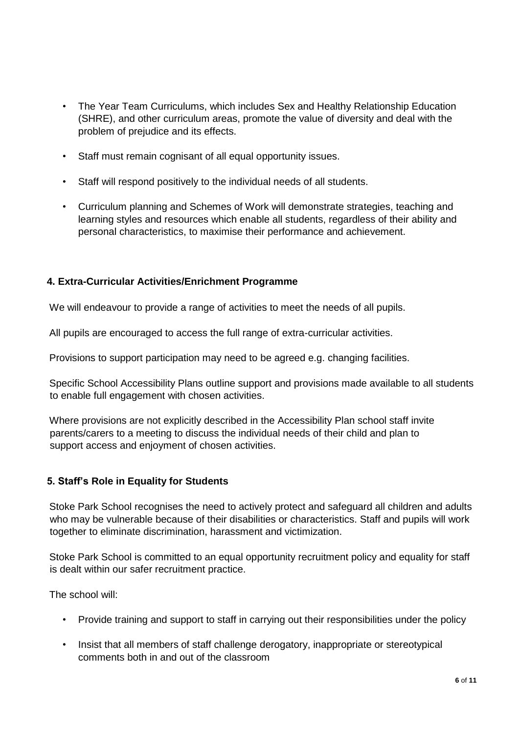- The Year Team Curriculums, which includes Sex and Healthy Relationship Education (SHRE), and other curriculum areas, promote the value of diversity and deal with the problem of prejudice and its effects.
- Staff must remain cognisant of all equal opportunity issues.
- Staff will respond positively to the individual needs of all students.
- Curriculum planning and Schemes of Work will demonstrate strategies, teaching and learning styles and resources which enable all students, regardless of their ability and personal characteristics, to maximise their performance and achievement.

## 4. Extra-Curricular Activities/Enrichment Programme

We will endeavour to provide a range of activities to meet the needs of all pupils.

All pupils are encouraged to access the full range of extra-curricular activities.

Provisions to support participation may need to be agreed e.g. changing facilities.

Specific School Accessibility Plans outline support and provisions made available to all students to enable full engagement with chosen activities.

Where provisions are not explicitly described in the Accessibility Plan school staff invite parents/carers to a meeting to discuss the individual needs of their child and plan to support access and enjoyment of chosen activities.

## 5. Staff's Role in Equality for Students

Stoke Park School recognises the need to actively protect and safeguard all children and adults who may be vulnerable because of their disabilities or characteristics. Staff and pupils will work together to eliminate discrimination, harassment and victimization.

Stoke Park School is committed to an equal opportunity recruitment policy and equality for staff is dealt within our safer recruitment practice.

The school will:

- Provide training and support to staff in carrying out their responsibilities under the policy
- Insist that all members of staff challenge derogatory, inappropriate or stereotypical comments both in and out of the classroom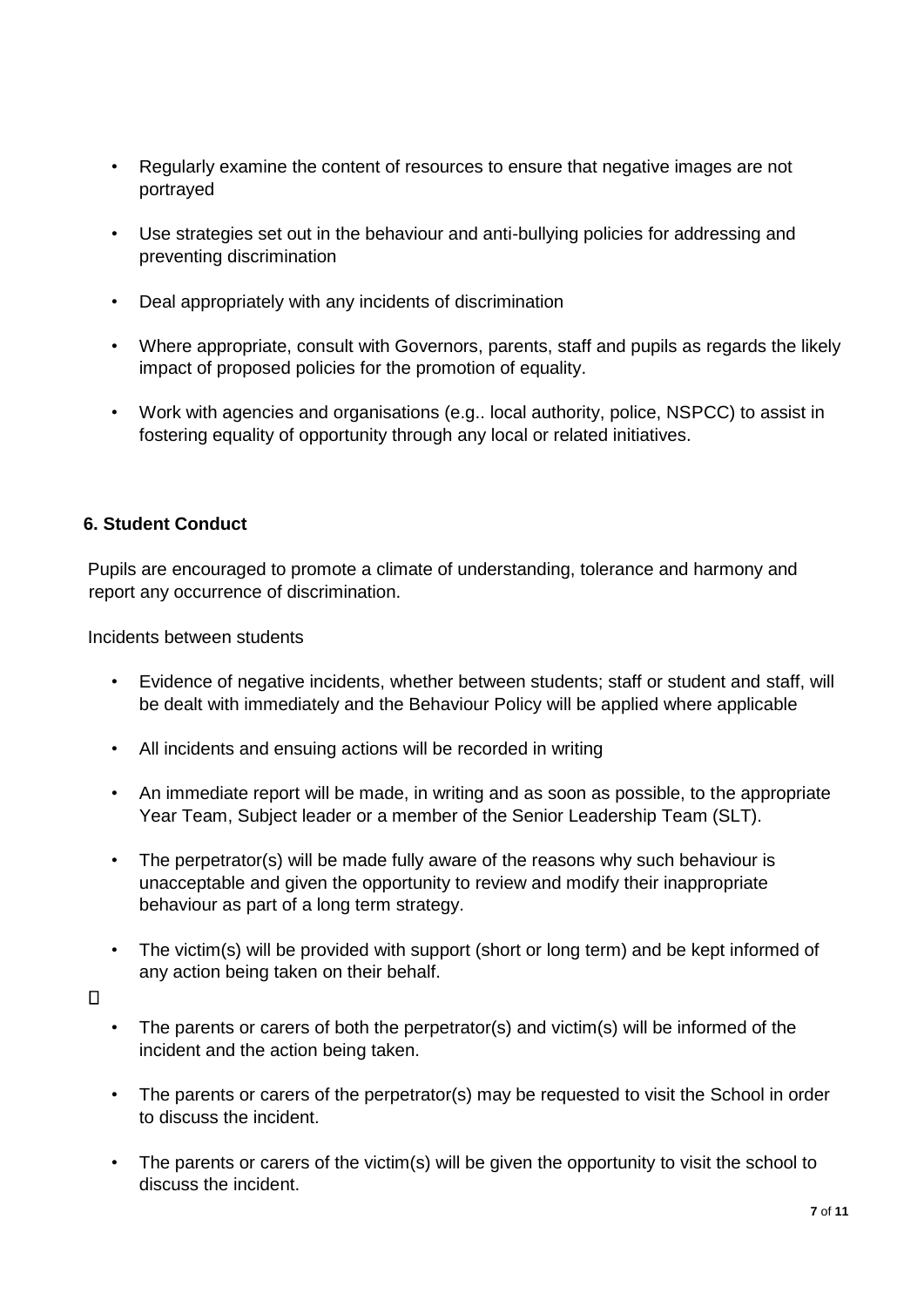- Regularly examine the content of resources to ensure that negative images are not portrayed
- Use strategies set out in the behaviour and anti-bullying policies for addressing and preventing discrimination
- Deal appropriately with any incidents of discrimination
- Where appropriate, consult with Governors, parents, staff and pupils as regards the likely impact of proposed policies for the promotion of equality.
- Work with agencies and organisations (e.g.. local authority, police, NSPCC) to assist in fostering equality of opportunity through any local or related initiatives.

**6. Student Conduct**

Pupils are encouraged to promote a climate of understanding, tolerance and harmony and report any occurrence of discrimination.

Incidents between students

- Evidence of negative incidents, whether between students; staff or student and staff, will be dealt with immediately and the Behaviour Policy will be applied where applicable
- All incidents and ensuing actions will be recorded in writing
- An immediate report will be made, in writing and as soon as possible, to the appropriate Year Team, Subject leader or a member of the Senior Leadership Team (SLT).
- The perpetrator(s) will be made fully aware of the reasons why such behaviour is unacceptable and given the opportunity to review and modify their inappropriate behaviour as part of a long term strategy.
- The victim(s) will be provided with support (short or long term) and be kept informed of any action being taken on their behalf.
- The parents or carers of both the perpetrator(s) and victim(s) will be informed of the incident and the action being taken.
- The parents or carers of the perpetrator(s) may be requested to visit the School in order to discuss the incident.
- The parents or carers of the victim(s) will be given the opportunity to visit the school to discuss the incident.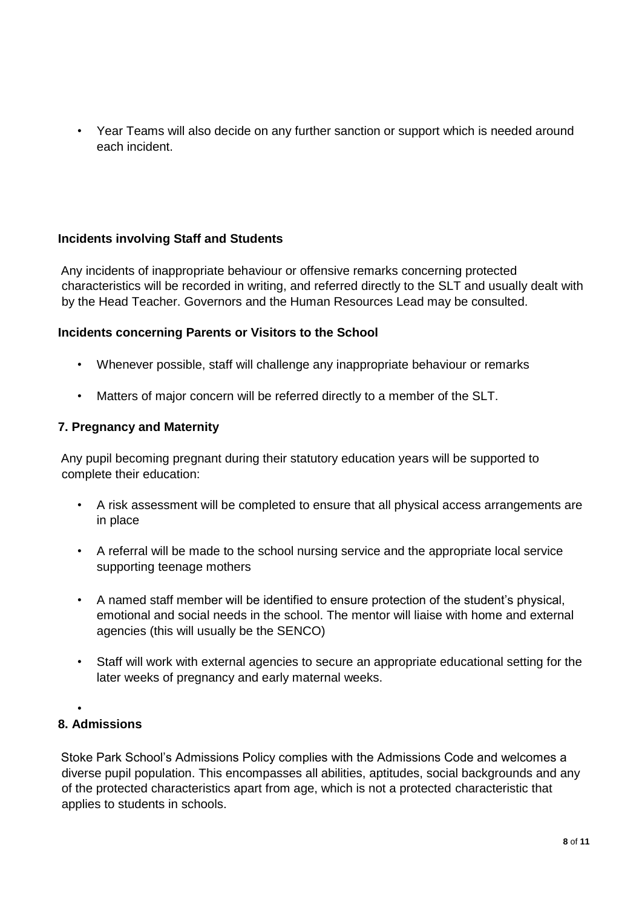- Year Teams will also decide on any further sanction or support which is needed around each incident.

**Incidents involving Staff and Students**

Any incidents of inappropriate behaviour or offensive remarks concerning protected characteristics will be recorded in writing, and referred directly to the SLT and usually dealt with by the Head Teacher. Governors and the Human Resources Lead may be consulted.

**Incidents concerning Parents or Visitors to the School**

- Whenever possible, staff will challenge any inappropriate behaviour or remarks
- Matters of major concern will be referred directly to a member of the SLT.

### 7. Pregnancy and Maternity

Any pupil becoming pregnant during their statutory education years will be supported to complete their education:

- A risk assessment will be completed to ensure that all physical access arrangements are in place
- A referral will be made to the school nursing service and the appropriate local service supporting teenage mothers
- A named staff member will be identified to ensure protection of the student's physical, emotional and social needs in the school. The mentor will liaise with home and external agencies (this will usually be the SENCO)
- Staff will work with external agencies to secure an appropriate educational setting for the later weeks of pregnancy and early maternal weeks.

### 8. Admissions

Stoke Park School's Admissions Policy complies with the Admissions Code and welcomes a diverse pupil population. This encompasses all abilities, aptitudes, social backgrounds and any of the protected characteristics apart from age, which is not a protected characteristic that applies to students in schools.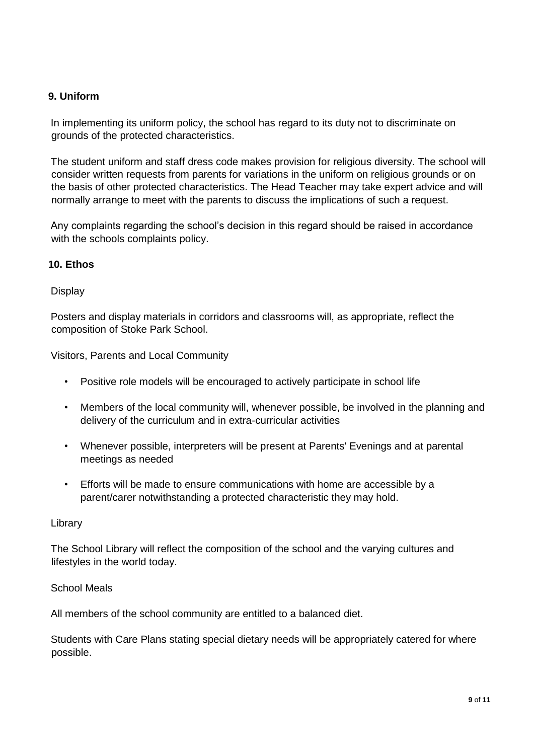## 9. Uniform

In implementing its uniform policy, the school has regard to its duty not to discriminate on grounds of the protected characteristics.

The student uniform and staff dress code makes provision for religious diversity. The school will consider written requests from parents for variations in the uniform on religious grounds or on the basis of other protected characteristics. The Head Teacher may take expert advice and will normally arrange to meet with the parents to discuss the implications of such a request.

Any complaints regarding the school's decision in this regard should be raised in accordance with the schools complaints policy.

## 10. Ethos

Display

Posters and display materials in corridors and classrooms will, as appropriate, reflect the composition of Stoke Park School.

Visitors, Parents and Local Community

- Positive role models will be encouraged to actively participate in school life
- Members of the local community will, whenever possible, be involved in the planning and delivery of the curriculum and in extra-curricular activities
- Whenever possible, interpreters will be present at Parents' Evenings and at parental meetings as needed
- Efforts will be made to ensure communications with home are accessible by a parent/carer notwithstanding a protected characteristic they may hold.

Library

The School Library will reflect the composition of the school and the varying cultures and lifestyles in the world today.

School Meals

All members of the school community are entitled to a balanced diet.

Students with Care Plans stating special dietary needs will be appropriately catered for where possible.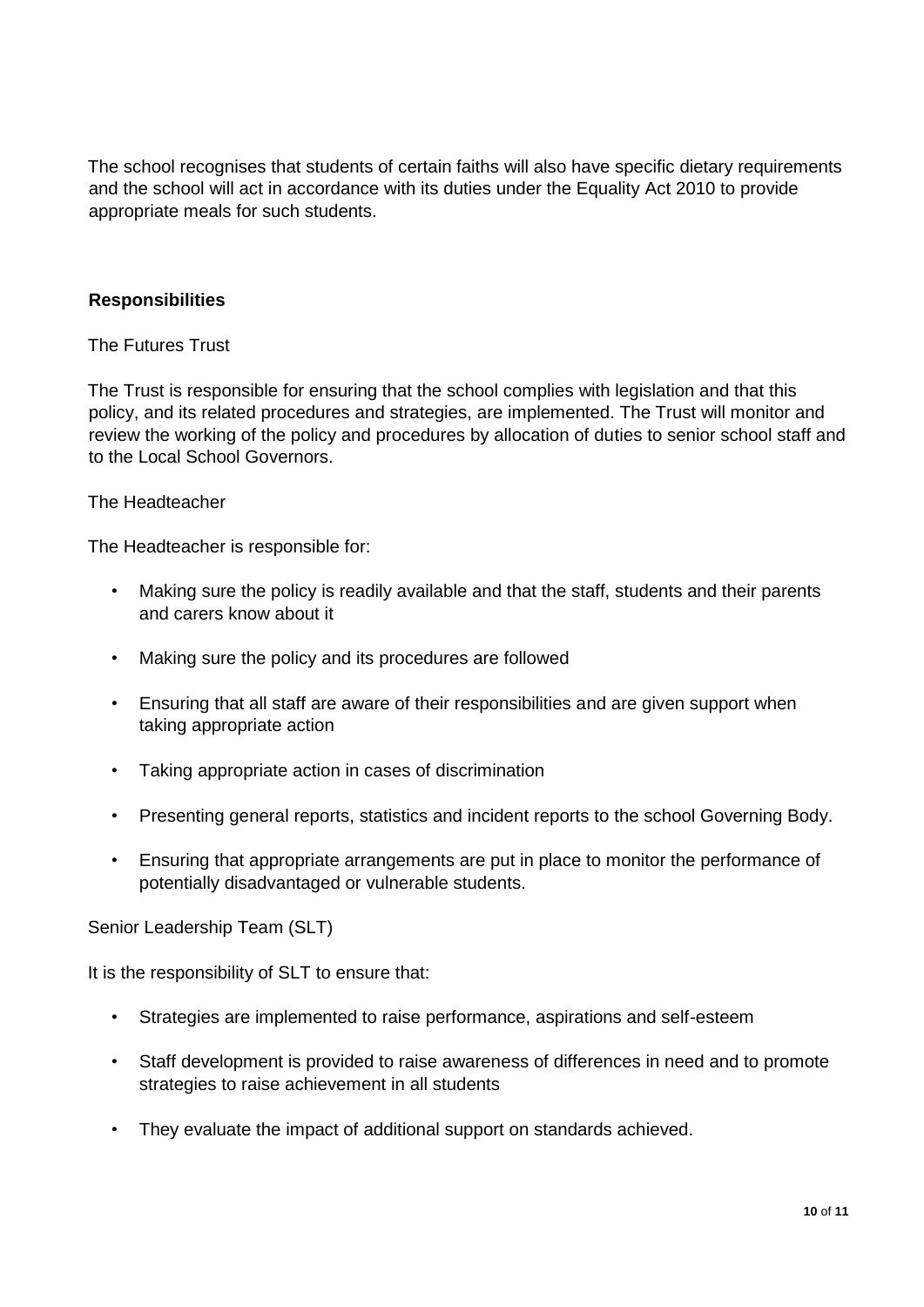The school recognises that students of certain faiths will also have specific dietary requirements and the school will act in accordance with its duties under the Equality Act 2010 to provide appropriate meals for such students.

**Responsibilities**

The Futures Trust

The Trust is responsible for ensuring that the school complies with legislation and that this policy, and its related procedures and strategies, are implemented. The Trust will monitor and review the working of the policy and procedures by allocation of duties to senior school staff and to the Local School Governors.

The Headteacher

The Headteacher is responsible for:

- Making sure the policy is readily available and that the staff, students and their parents and carers know about it
- Making sure the policy and its procedures are followed
- Ensuring that all staff are aware of their responsibilities and are given support when taking appropriate action
- Taking appropriate action in cases of discrimination
- Presenting general reports, statistics and incident reports to the school Governing Body.
- Ensuring that appropriate arrangements are put in place to monitor the performance of potentially disadvantaged or vulnerable students.

Senior Leadership Team (SLT)

It is the responsibility of SLT to ensure that:

- Strategies are implemented to raise performance, aspirations and self-esteem
- Staff development is provided to raise awareness of differences in need and to promote strategies to raise achievement in all students
- They evaluate the impact of additional support on standards achieved.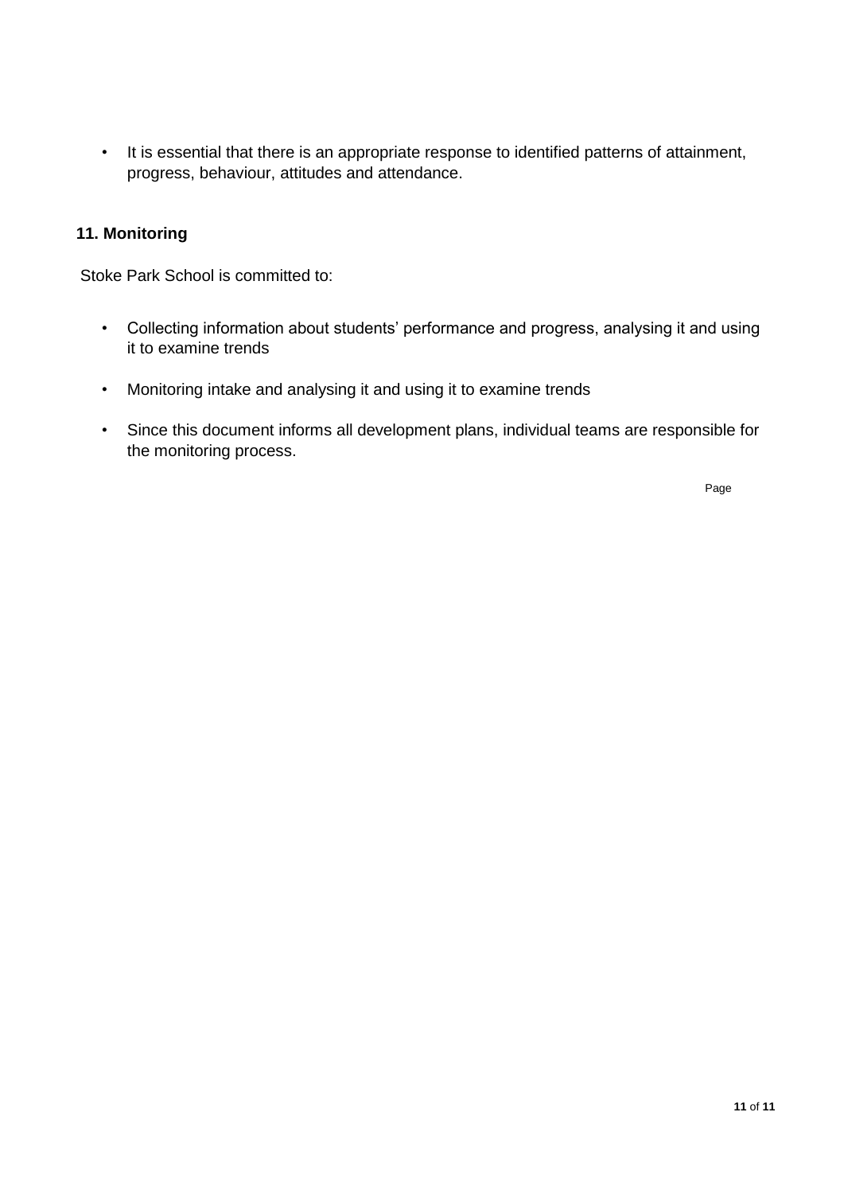- It is essential that there is an appropriate response to identified patterns of attainment, progress, behaviour, attitudes and attendance.

**11. Monitoring**

Stoke Park School is committed to:

- Collecting information about students' performance and progress, analysing it and using it to examine trends
- Monitoring intake and analysing it and using it to examine trends
- Since this document informs all development plans, individual teams are responsible for the monitoring process.